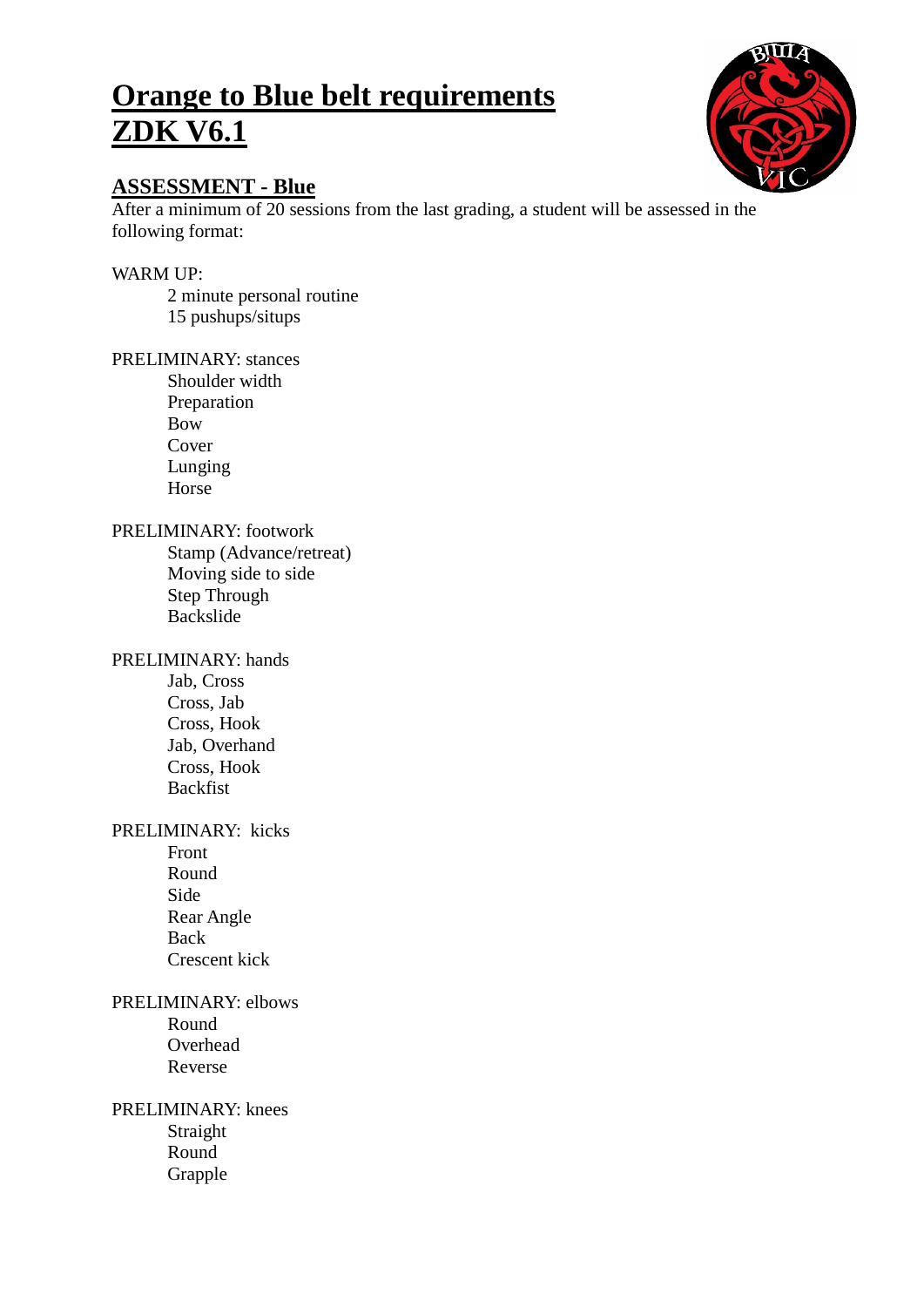# Orange to Blue belt requirements
# ZDK V6.1

## ASSESSMENT - Blue

After a minimum of 20 sessions from the last grading, a student will be assessed in the following format:

WARM UP:

- 2 minute personal routine
- 15 pushups/situps

PRELIMINARY: stances

- Shoulder width
- Preparation
- Bow
- Cover
- Lunging
- Horse

PRELIMINARY: footwork

- Stamp (Advance/retreat)
- Moving side to side
- Step Through
- Backslide

PRELIMINARY: hands

- Jab, Cross
- Cross, Jab
- Cross, Hook
- Jab, Overhand
- Cross, Hook
- Backfist

PRELIMINARY: kicks

- Front
- Round
- Side
- Rear Angle
- Back
- Crescent kick

PRELIMINARY: elbows

- Round
- Overhead
- Reverse

PRELIMINARY: knees

- Straight
- Round
- Grapple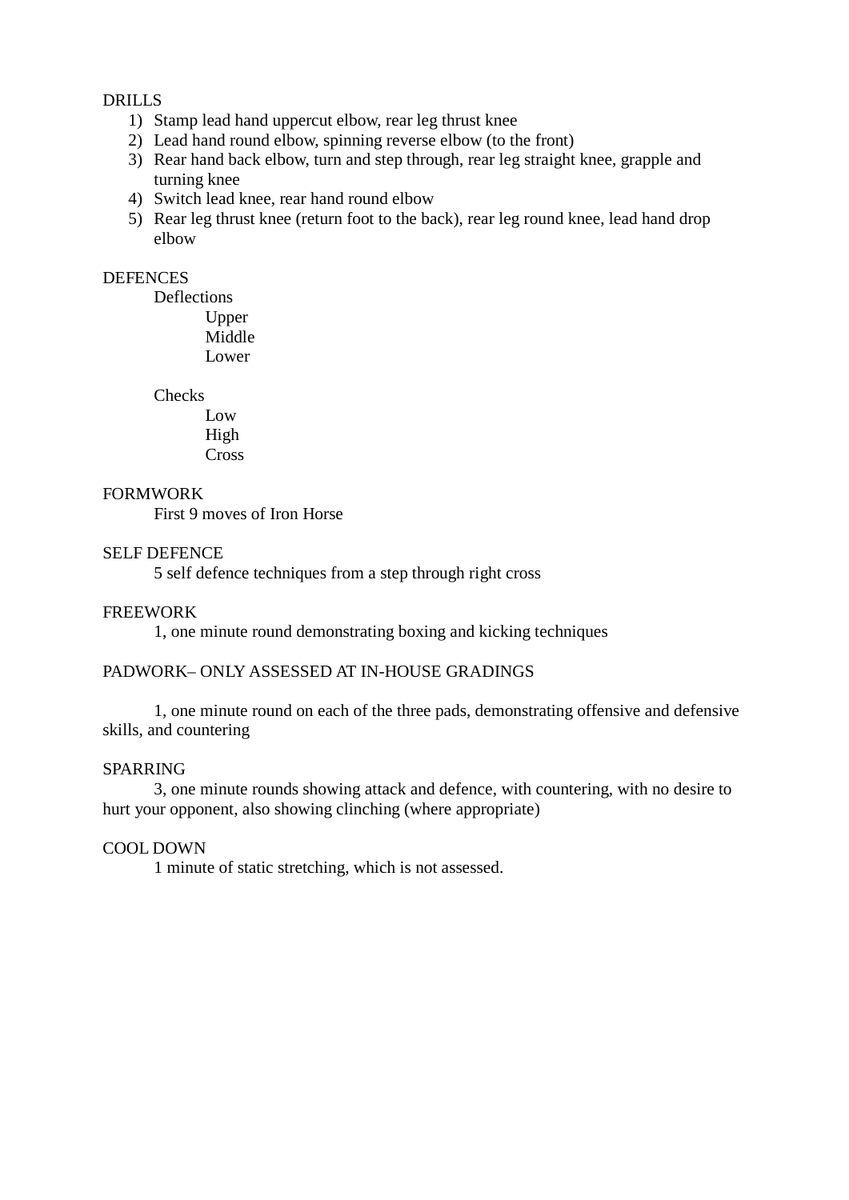## DRILLS

1) Stamp lead hand uppercut elbow, rear leg thrust knee
2) Lead hand round elbow, spinning reverse elbow (to the front)
3) Rear hand back elbow, turn and step through, rear leg straight knee, grapple and turning knee
4) Switch lead knee, rear hand round elbow
5) Rear leg thrust knee (return foot to the back), rear leg round knee, lead hand drop elbow

## DEFENCES

- Deflections
  - Upper
  - Middle
  - Lower
- Checks
  - Low
  - High
  - Cross

## FORMWORK

First 9 moves of Iron Horse

## SELF DEFENCE

5 self defence techniques from a step through right cross

## FREEWORK

1, one minute round demonstrating boxing and kicking techniques

## PADWORK– ONLY ASSESSED AT IN-HOUSE GRADINGS

1, one minute round on each of the three pads, demonstrating offensive and defensive skills, and countering

## SPARRING

3, one minute rounds showing attack and defence, with countering, with no desire to hurt your opponent, also showing clinching (where appropriate)

## COOL DOWN

1 minute of static stretching, which is not assessed.